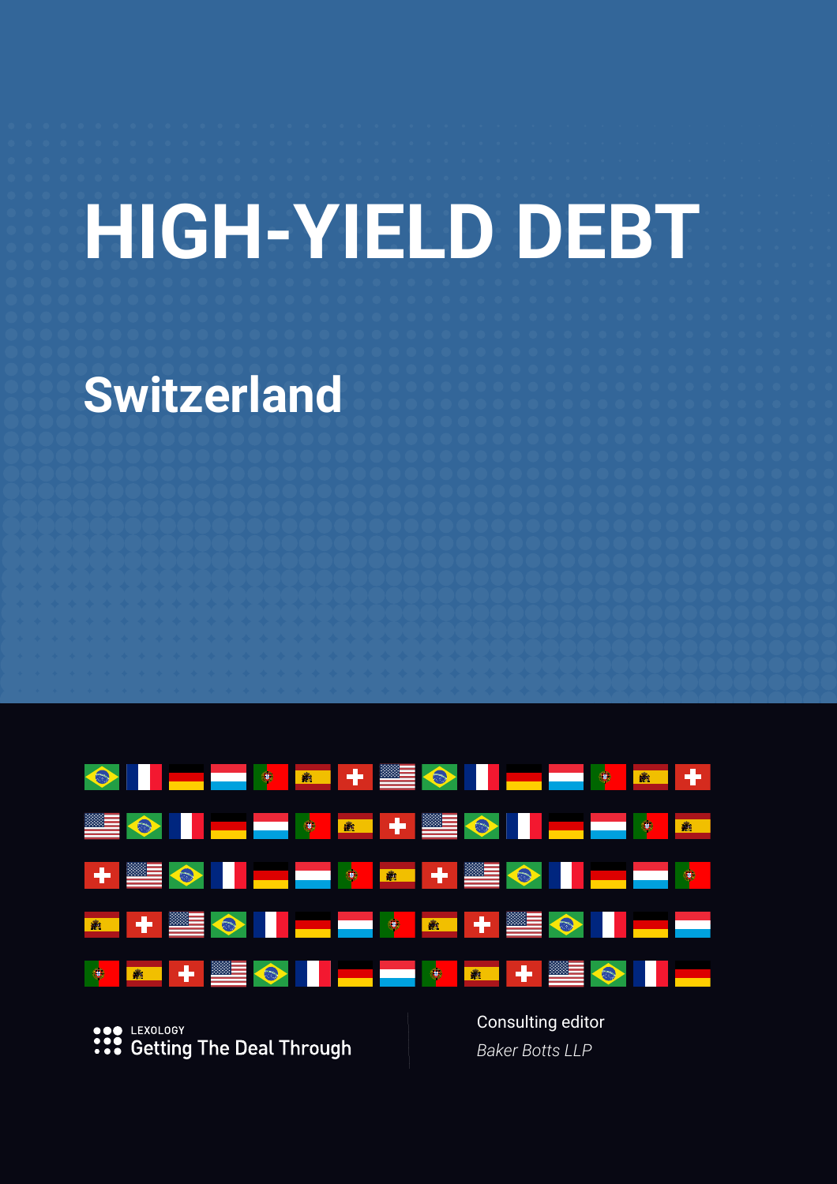# HIGH-YIELD DEBT

## Switzerland

LEXOLOGY
Getting The Deal Through

Consulting editor
*Baker Botts LLP*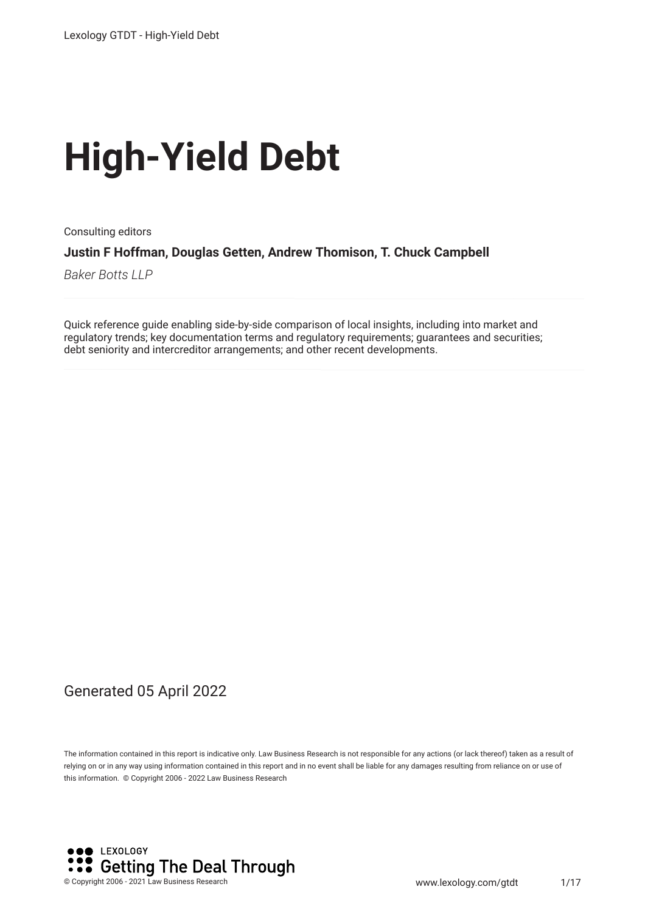# High-Yield Debt

Consulting editors

**Justin F Hoffman, Douglas Getten, Andrew Thomison, T. Chuck Campbell**

*Baker Botts LLP*

Quick reference guide enabling side-by-side comparison of local insights, including into market and regulatory trends; key documentation terms and regulatory requirements; guarantees and securities; debt seniority and intercreditor arrangements; and other recent developments.

Generated 05 April 2022

The information contained in this report is indicative only. Law Business Research is not responsible for any actions (or lack thereof) taken as a result of relying on or in any way using information contained in this report and in no event shall be liable for any damages resulting from reliance on or use of this information. © Copyright 2006 - 2022 Law Business Research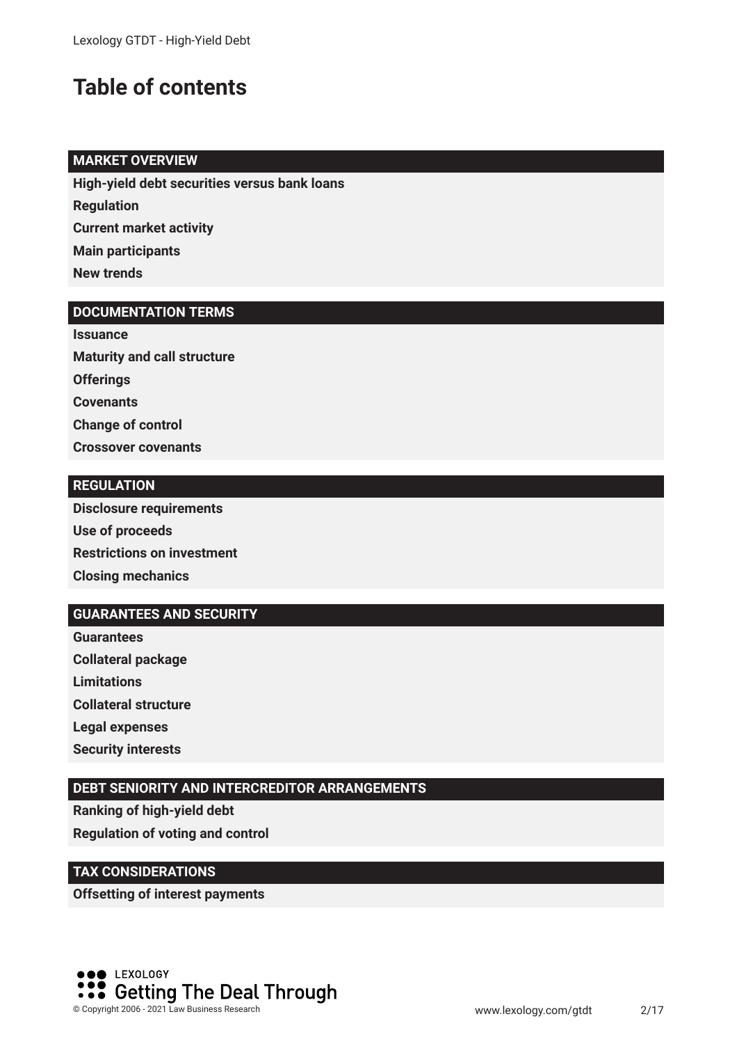# Table of contents

**MARKET OVERVIEW**

**High-yield debt securities versus bank loans**

**Regulation**

**Current market activity**

**Main participants**

**New trends**

**DOCUMENTATION TERMS**

**Issuance**

**Maturity and call structure**

**Offerings**

**Covenants**

**Change of control**

**Crossover covenants**

**REGULATION**

**Disclosure requirements**

**Use of proceeds**

**Restrictions on investment**

**Closing mechanics**

**GUARANTEES AND SECURITY**

**Guarantees**

**Collateral package**

**Limitations**

**Collateral structure**

**Legal expenses**

**Security interests**

**DEBT SENIORITY AND INTERCREDITOR ARRANGEMENTS**

**Ranking of high-yield debt**

**Regulation of voting and control**

**TAX CONSIDERATIONS**

**Offsetting of interest payments**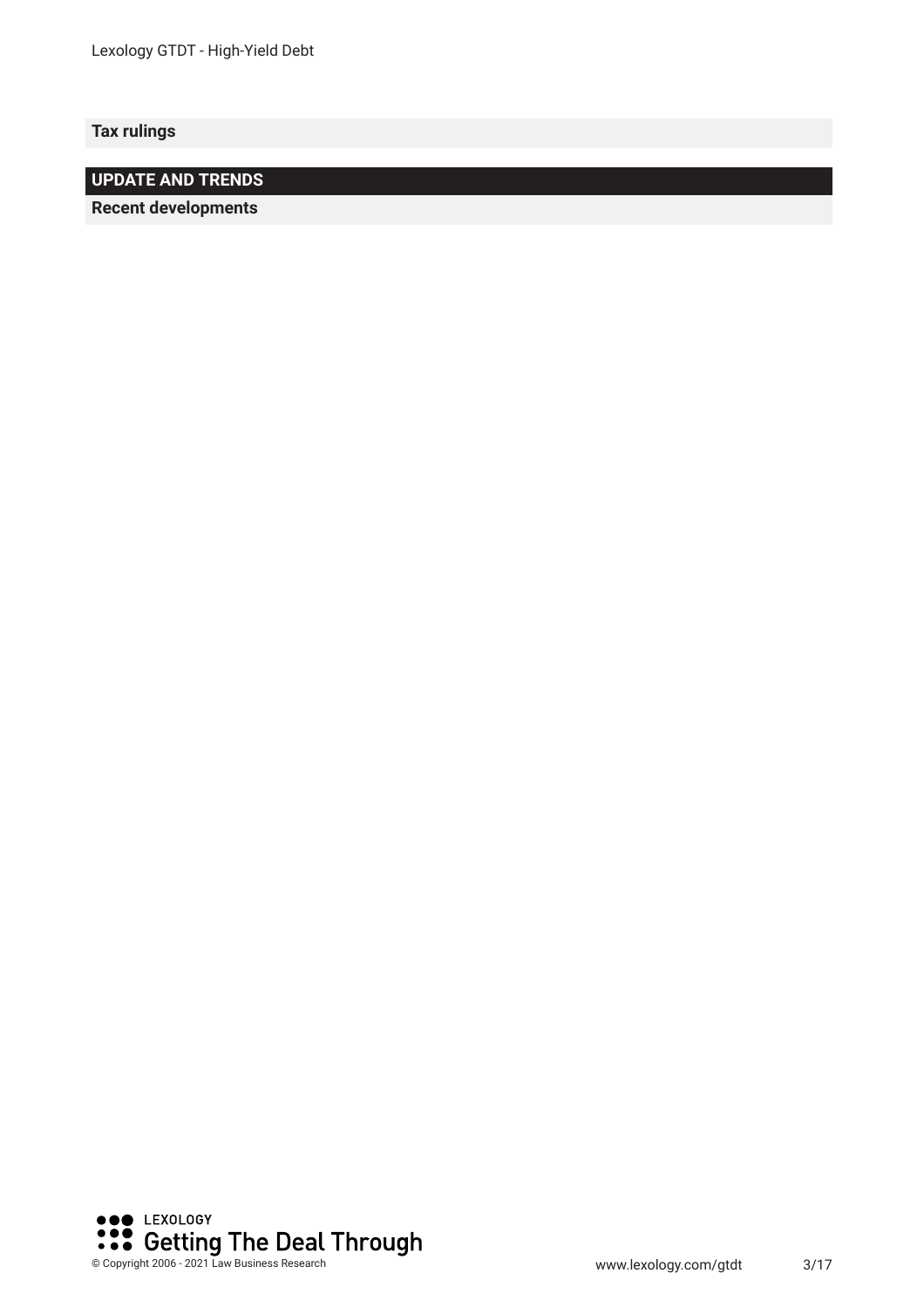**Tax rulings**

## UPDATE AND TRENDS

**Recent developments**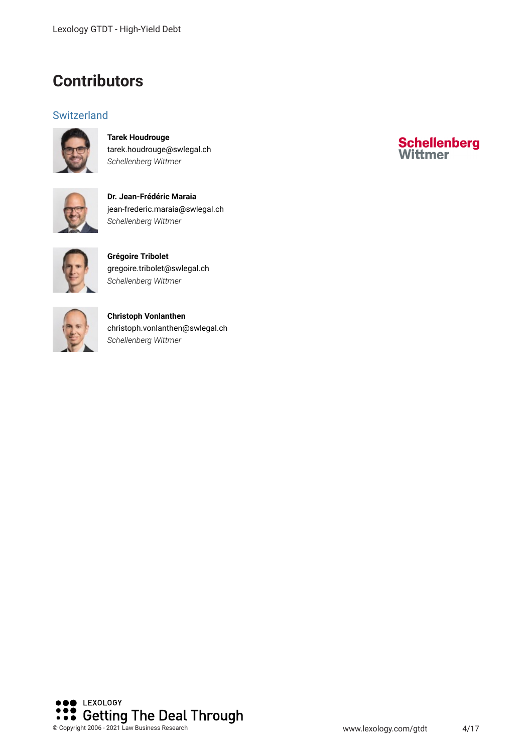# Contributors

## Switzerland

**Tarek Houdrouge**
tarek.houdrouge@swlegal.ch
*Schellenberg Wittmer*

**Dr. Jean-Frédéric Maraia**
jean-frederic.maraia@swlegal.ch
*Schellenberg Wittmer*

**Grégoire Tribolet**
gregoire.tribolet@swlegal.ch
*Schellenberg Wittmer*

**Christoph Vonlanthen**
christoph.vonlanthen@swlegal.ch
*Schellenberg Wittmer*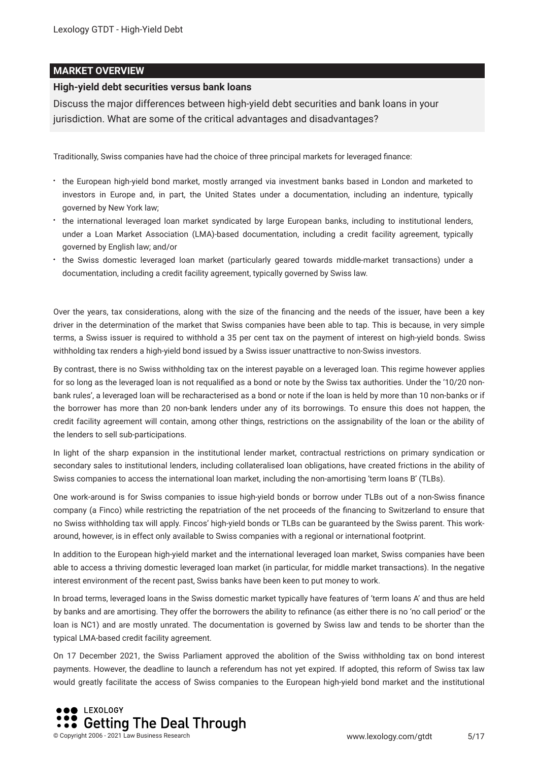## MARKET OVERVIEW

### High-yield debt securities versus bank loans

Discuss the major differences between high-yield debt securities and bank loans in your jurisdiction. What are some of the critical advantages and disadvantages?

Traditionally, Swiss companies have had the choice of three principal markets for leveraged finance:

- the European high-yield bond market, mostly arranged via investment banks based in London and marketed to investors in Europe and, in part, the United States under a documentation, including an indenture, typically governed by New York law;
- the international leveraged loan market syndicated by large European banks, including to institutional lenders, under a Loan Market Association (LMA)-based documentation, including a credit facility agreement, typically governed by English law; and/or
- the Swiss domestic leveraged loan market (particularly geared towards middle-market transactions) under a documentation, including a credit facility agreement, typically governed by Swiss law.

Over the years, tax considerations, along with the size of the financing and the needs of the issuer, have been a key driver in the determination of the market that Swiss companies have been able to tap. This is because, in very simple terms, a Swiss issuer is required to withhold a 35 per cent tax on the payment of interest on high-yield bonds. Swiss withholding tax renders a high-yield bond issued by a Swiss issuer unattractive to non-Swiss investors.

By contrast, there is no Swiss withholding tax on the interest payable on a leveraged loan. This regime however applies for so long as the leveraged loan is not requalified as a bond or note by the Swiss tax authorities. Under the '10/20 non-bank rules', a leveraged loan will be recharacterised as a bond or note if the loan is held by more than 10 non-banks or if the borrower has more than 20 non-bank lenders under any of its borrowings. To ensure this does not happen, the credit facility agreement will contain, among other things, restrictions on the assignability of the loan or the ability of the lenders to sell sub-participations.

In light of the sharp expansion in the institutional lender market, contractual restrictions on primary syndication or secondary sales to institutional lenders, including collateralised loan obligations, have created frictions in the ability of Swiss companies to access the international loan market, including the non-amortising 'term loans B' (TLBs).

One work-around is for Swiss companies to issue high-yield bonds or borrow under TLBs out of a non-Swiss finance company (a Finco) while restricting the repatriation of the net proceeds of the financing to Switzerland to ensure that no Swiss withholding tax will apply. Fincos' high-yield bonds or TLBs can be guaranteed by the Swiss parent. This work-around, however, is in effect only available to Swiss companies with a regional or international footprint.

In addition to the European high-yield market and the international leveraged loan market, Swiss companies have been able to access a thriving domestic leveraged loan market (in particular, for middle market transactions). In the negative interest environment of the recent past, Swiss banks have been keen to put money to work.

In broad terms, leveraged loans in the Swiss domestic market typically have features of 'term loans A' and thus are held by banks and are amortising. They offer the borrowers the ability to refinance (as either there is no 'no call period' or the loan is NC1) and are mostly unrated. The documentation is governed by Swiss law and tends to be shorter than the typical LMA-based credit facility agreement.

On 17 December 2021, the Swiss Parliament approved the abolition of the Swiss withholding tax on bond interest payments. However, the deadline to launch a referendum has not yet expired. If adopted, this reform of Swiss tax law would greatly facilitate the access of Swiss companies to the European high-yield bond market and the institutional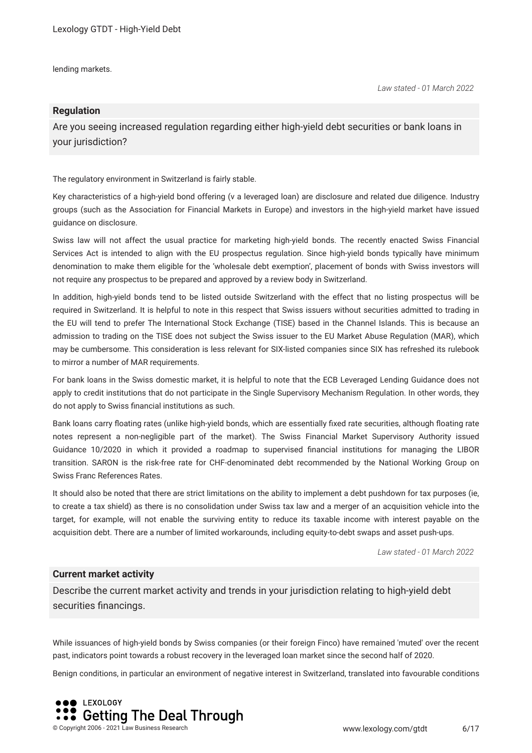lending markets.

*Law stated - 01 March 2022*

### Regulation

Are you seeing increased regulation regarding either high-yield debt securities or bank loans in your jurisdiction?

The regulatory environment in Switzerland is fairly stable.

Key characteristics of a high-yield bond offering (v a leveraged loan) are disclosure and related due diligence. Industry groups (such as the Association for Financial Markets in Europe) and investors in the high-yield market have issued guidance on disclosure.

Swiss law will not affect the usual practice for marketing high-yield bonds. The recently enacted Swiss Financial Services Act is intended to align with the EU prospectus regulation. Since high-yield bonds typically have minimum denomination to make them eligible for the 'wholesale debt exemption', placement of bonds with Swiss investors will not require any prospectus to be prepared and approved by a review body in Switzerland.

In addition, high-yield bonds tend to be listed outside Switzerland with the effect that no listing prospectus will be required in Switzerland. It is helpful to note in this respect that Swiss issuers without securities admitted to trading in the EU will tend to prefer The International Stock Exchange (TISE) based in the Channel Islands. This is because an admission to trading on the TISE does not subject the Swiss issuer to the EU Market Abuse Regulation (MAR), which may be cumbersome. This consideration is less relevant for SIX-listed companies since SIX has refreshed its rulebook to mirror a number of MAR requirements.

For bank loans in the Swiss domestic market, it is helpful to note that the ECB Leveraged Lending Guidance does not apply to credit institutions that do not participate in the Single Supervisory Mechanism Regulation. In other words, they do not apply to Swiss financial institutions as such.

Bank loans carry floating rates (unlike high-yield bonds, which are essentially fixed rate securities, although floating rate notes represent a non-negligible part of the market). The Swiss Financial Market Supervisory Authority issued Guidance 10/2020 in which it provided a roadmap to supervised financial institutions for managing the LIBOR transition. SARON is the risk-free rate for CHF-denominated debt recommended by the National Working Group on Swiss Franc References Rates.

It should also be noted that there are strict limitations on the ability to implement a debt pushdown for tax purposes (ie, to create a tax shield) as there is no consolidation under Swiss tax law and a merger of an acquisition vehicle into the target, for example, will not enable the surviving entity to reduce its taxable income with interest payable on the acquisition debt. There are a number of limited workarounds, including equity-to-debt swaps and asset push-ups.

*Law stated - 01 March 2022*

### Current market activity

Describe the current market activity and trends in your jurisdiction relating to high-yield debt securities financings.

While issuances of high-yield bonds by Swiss companies (or their foreign Finco) have remained 'muted' over the recent past, indicators point towards a robust recovery in the leveraged loan market since the second half of 2020.

Benign conditions, in particular an environment of negative interest in Switzerland, translated into favourable conditions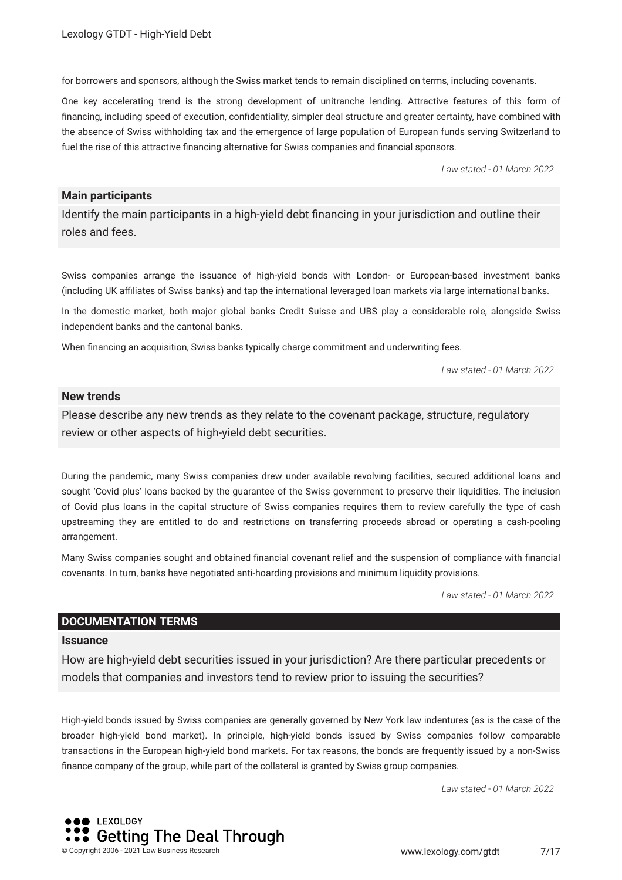for borrowers and sponsors, although the Swiss market tends to remain disciplined on terms, including covenants.

One key accelerating trend is the strong development of unitranche lending. Attractive features of this form of financing, including speed of execution, confidentiality, simpler deal structure and greater certainty, have combined with the absence of Swiss withholding tax and the emergence of large population of European funds serving Switzerland to fuel the rise of this attractive financing alternative for Swiss companies and financial sponsors.

*Law stated - 01 March 2022*

### Main participants

Identify the main participants in a high-yield debt financing in your jurisdiction and outline their roles and fees.

Swiss companies arrange the issuance of high-yield bonds with London- or European-based investment banks (including UK affiliates of Swiss banks) and tap the international leveraged loan markets via large international banks.

In the domestic market, both major global banks Credit Suisse and UBS play a considerable role, alongside Swiss independent banks and the cantonal banks.

When financing an acquisition, Swiss banks typically charge commitment and underwriting fees.

*Law stated - 01 March 2022*

### New trends

Please describe any new trends as they relate to the covenant package, structure, regulatory review or other aspects of high-yield debt securities.

During the pandemic, many Swiss companies drew under available revolving facilities, secured additional loans and sought 'Covid plus' loans backed by the guarantee of the Swiss government to preserve their liquidities. The inclusion of Covid plus loans in the capital structure of Swiss companies requires them to review carefully the type of cash upstreaming they are entitled to do and restrictions on transferring proceeds abroad or operating a cash-pooling arrangement.

Many Swiss companies sought and obtained financial covenant relief and the suspension of compliance with financial covenants. In turn, banks have negotiated anti-hoarding provisions and minimum liquidity provisions.

*Law stated - 01 March 2022*

## DOCUMENTATION TERMS

### Issuance

How are high-yield debt securities issued in your jurisdiction? Are there particular precedents or models that companies and investors tend to review prior to issuing the securities?

High-yield bonds issued by Swiss companies are generally governed by New York law indentures (as is the case of the broader high-yield bond market). In principle, high-yield bonds issued by Swiss companies follow comparable transactions in the European high-yield bond markets. For tax reasons, the bonds are frequently issued by a non-Swiss finance company of the group, while part of the collateral is granted by Swiss group companies.

*Law stated - 01 March 2022*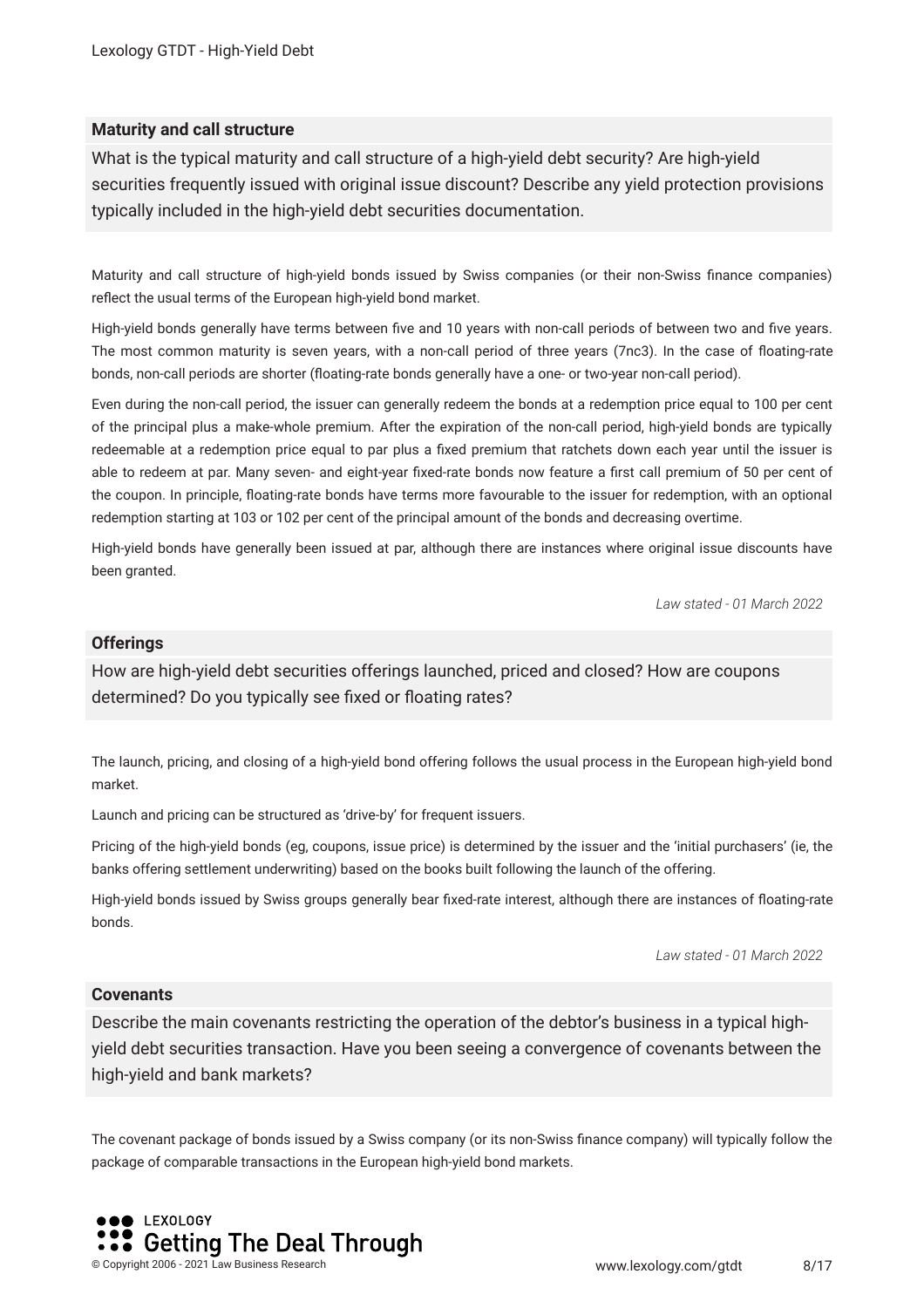## Maturity and call structure

What is the typical maturity and call structure of a high-yield debt security? Are high-yield securities frequently issued with original issue discount? Describe any yield protection provisions typically included in the high-yield debt securities documentation.

Maturity and call structure of high-yield bonds issued by Swiss companies (or their non-Swiss finance companies) reflect the usual terms of the European high-yield bond market.

High-yield bonds generally have terms between five and 10 years with non-call periods of between two and five years. The most common maturity is seven years, with a non-call period of three years (7nc3). In the case of floating-rate bonds, non-call periods are shorter (floating-rate bonds generally have a one- or two-year non-call period).

Even during the non-call period, the issuer can generally redeem the bonds at a redemption price equal to 100 per cent of the principal plus a make-whole premium. After the expiration of the non-call period, high-yield bonds are typically redeemable at a redemption price equal to par plus a fixed premium that ratchets down each year until the issuer is able to redeem at par. Many seven- and eight-year fixed-rate bonds now feature a first call premium of 50 per cent of the coupon. In principle, floating-rate bonds have terms more favourable to the issuer for redemption, with an optional redemption starting at 103 or 102 per cent of the principal amount of the bonds and decreasing overtime.

High-yield bonds have generally been issued at par, although there are instances where original issue discounts have been granted.

*Law stated - 01 March 2022*

## Offerings

How are high-yield debt securities offerings launched, priced and closed? How are coupons determined? Do you typically see fixed or floating rates?

The launch, pricing, and closing of a high-yield bond offering follows the usual process in the European high-yield bond market.

Launch and pricing can be structured as 'drive-by' for frequent issuers.

Pricing of the high-yield bonds (eg, coupons, issue price) is determined by the issuer and the 'initial purchasers' (ie, the banks offering settlement underwriting) based on the books built following the launch of the offering.

High-yield bonds issued by Swiss groups generally bear fixed-rate interest, although there are instances of floating-rate bonds.

*Law stated - 01 March 2022*

## Covenants

Describe the main covenants restricting the operation of the debtor's business in a typical high-yield debt securities transaction. Have you been seeing a convergence of covenants between the high-yield and bank markets?

The covenant package of bonds issued by a Swiss company (or its non-Swiss finance company) will typically follow the package of comparable transactions in the European high-yield bond markets.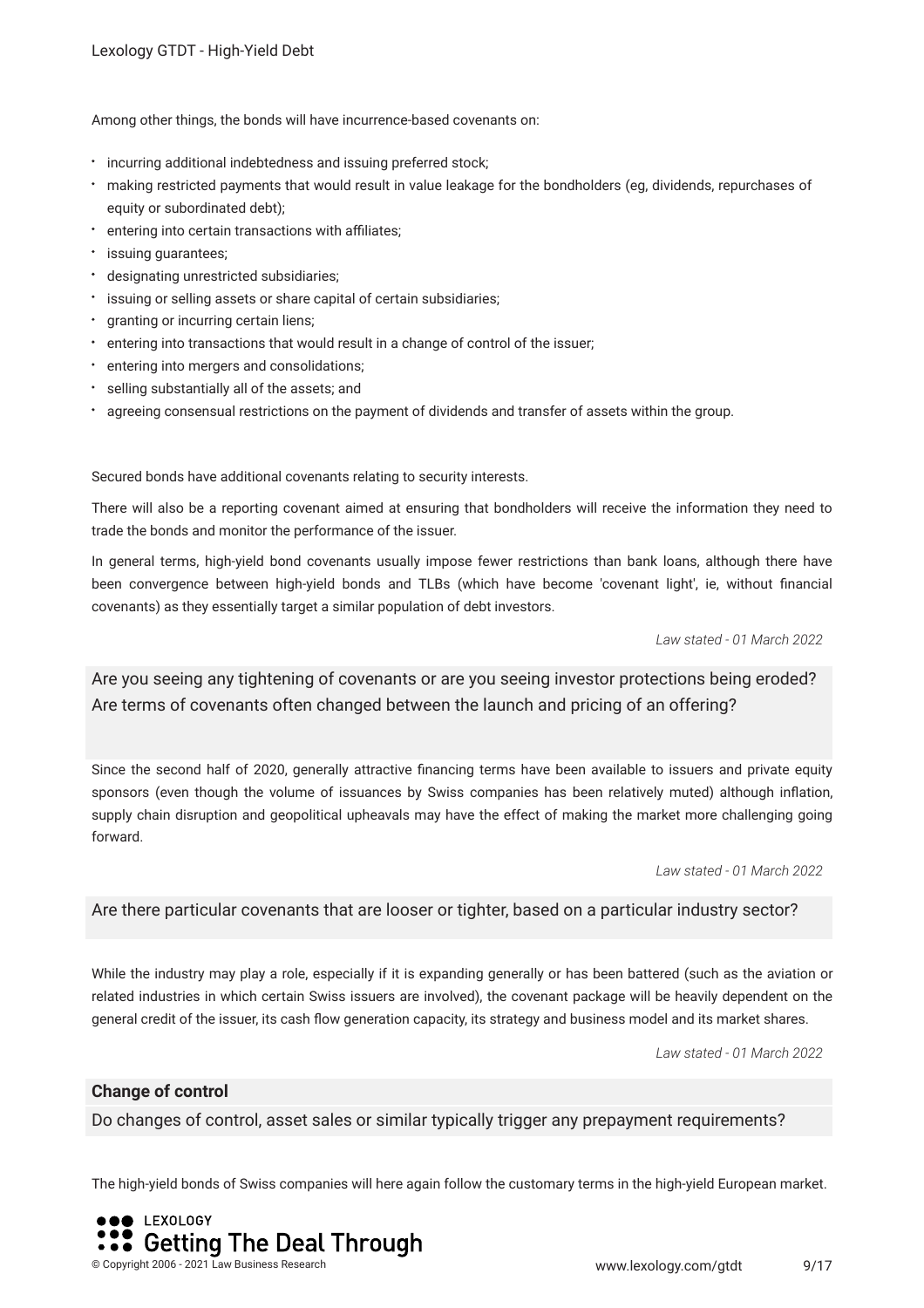Among other things, the bonds will have incurrence-based covenants on:

- incurring additional indebtedness and issuing preferred stock;
- making restricted payments that would result in value leakage for the bondholders (eg, dividends, repurchases of equity or subordinated debt);
- entering into certain transactions with affiliates;
- issuing guarantees;
- designating unrestricted subsidiaries;
- issuing or selling assets or share capital of certain subsidiaries;
- granting or incurring certain liens;
- entering into transactions that would result in a change of control of the issuer;
- entering into mergers and consolidations;
- selling substantially all of the assets; and
- agreeing consensual restrictions on the payment of dividends and transfer of assets within the group.

Secured bonds have additional covenants relating to security interests.

There will also be a reporting covenant aimed at ensuring that bondholders will receive the information they need to trade the bonds and monitor the performance of the issuer.

In general terms, high-yield bond covenants usually impose fewer restrictions than bank loans, although there have been convergence between high-yield bonds and TLBs (which have become 'covenant light', ie, without financial covenants) as they essentially target a similar population of debt investors.

*Law stated - 01 March 2022*

### Are you seeing any tightening of covenants or are you seeing investor protections being eroded? Are terms of covenants often changed between the launch and pricing of an offering?

Since the second half of 2020, generally attractive financing terms have been available to issuers and private equity sponsors (even though the volume of issuances by Swiss companies has been relatively muted) although inflation, supply chain disruption and geopolitical upheavals may have the effect of making the market more challenging going forward.

*Law stated - 01 March 2022*

### Are there particular covenants that are looser or tighter, based on a particular industry sector?

While the industry may play a role, especially if it is expanding generally or has been battered (such as the aviation or related industries in which certain Swiss issuers are involved), the covenant package will be heavily dependent on the general credit of the issuer, its cash flow generation capacity, its strategy and business model and its market shares.

*Law stated - 01 March 2022*

## Change of control

### Do changes of control, asset sales or similar typically trigger any prepayment requirements?

The high-yield bonds of Swiss companies will here again follow the customary terms in the high-yield European market.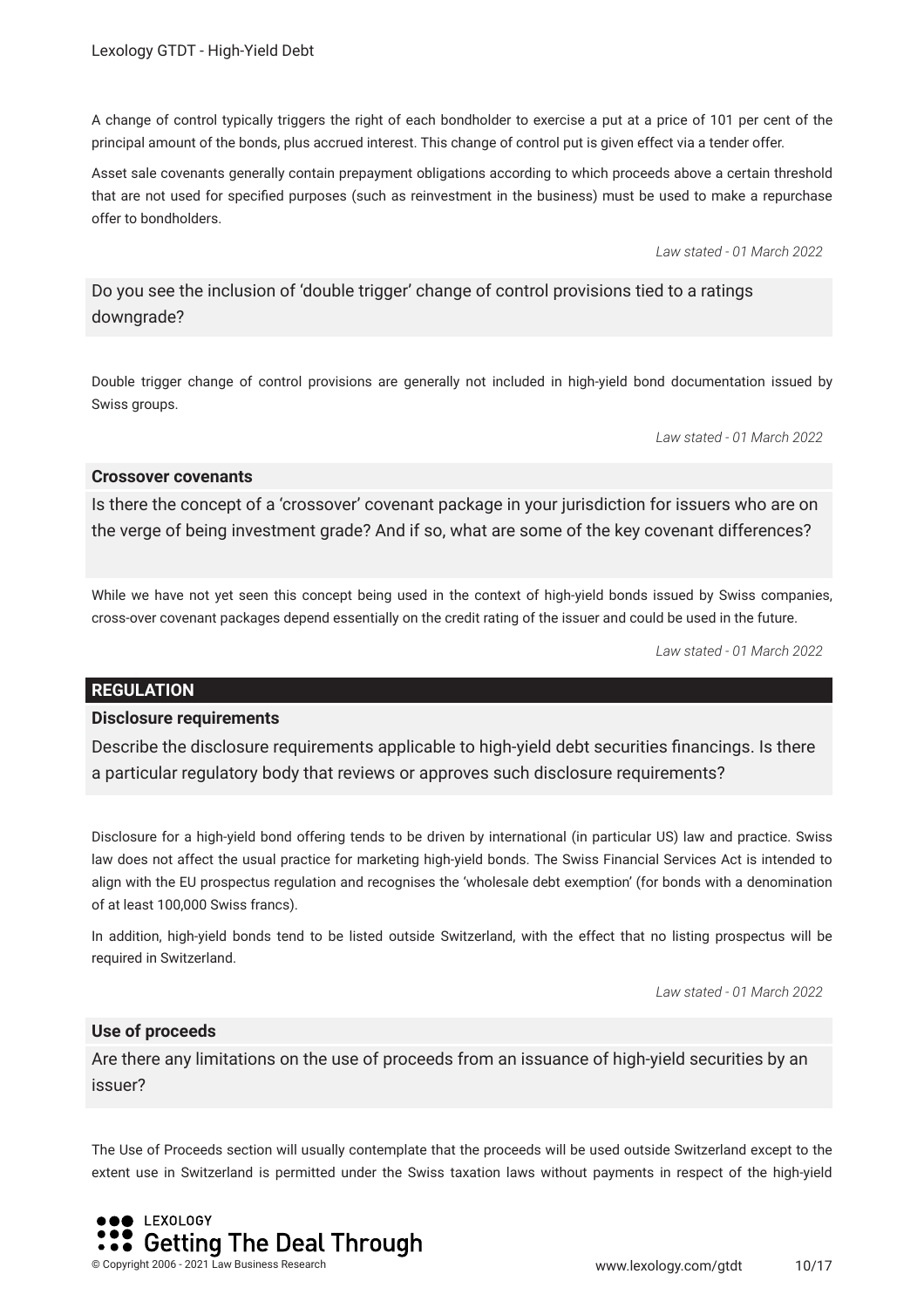A change of control typically triggers the right of each bondholder to exercise a put at a price of 101 per cent of the principal amount of the bonds, plus accrued interest. This change of control put is given effect via a tender offer.

Asset sale covenants generally contain prepayment obligations according to which proceeds above a certain threshold that are not used for specified purposes (such as reinvestment in the business) must be used to make a repurchase offer to bondholders.

*Law stated - 01 March 2022*

Do you see the inclusion of 'double trigger' change of control provisions tied to a ratings downgrade?

Double trigger change of control provisions are generally not included in high-yield bond documentation issued by Swiss groups.

*Law stated - 01 March 2022*

**Crossover covenants**

Is there the concept of a 'crossover' covenant package in your jurisdiction for issuers who are on the verge of being investment grade? And if so, what are some of the key covenant differences?

While we have not yet seen this concept being used in the context of high-yield bonds issued by Swiss companies, cross-over covenant packages depend essentially on the credit rating of the issuer and could be used in the future.

*Law stated - 01 March 2022*

## REGULATION

**Disclosure requirements**

Describe the disclosure requirements applicable to high-yield debt securities financings. Is there a particular regulatory body that reviews or approves such disclosure requirements?

Disclosure for a high-yield bond offering tends to be driven by international (in particular US) law and practice. Swiss law does not affect the usual practice for marketing high-yield bonds. The Swiss Financial Services Act is intended to align with the EU prospectus regulation and recognises the 'wholesale debt exemption' (for bonds with a denomination of at least 100,000 Swiss francs).

In addition, high-yield bonds tend to be listed outside Switzerland, with the effect that no listing prospectus will be required in Switzerland.

*Law stated - 01 March 2022*

**Use of proceeds**

Are there any limitations on the use of proceeds from an issuance of high-yield securities by an issuer?

The Use of Proceeds section will usually contemplate that the proceeds will be used outside Switzerland except to the extent use in Switzerland is permitted under the Swiss taxation laws without payments in respect of the high-yield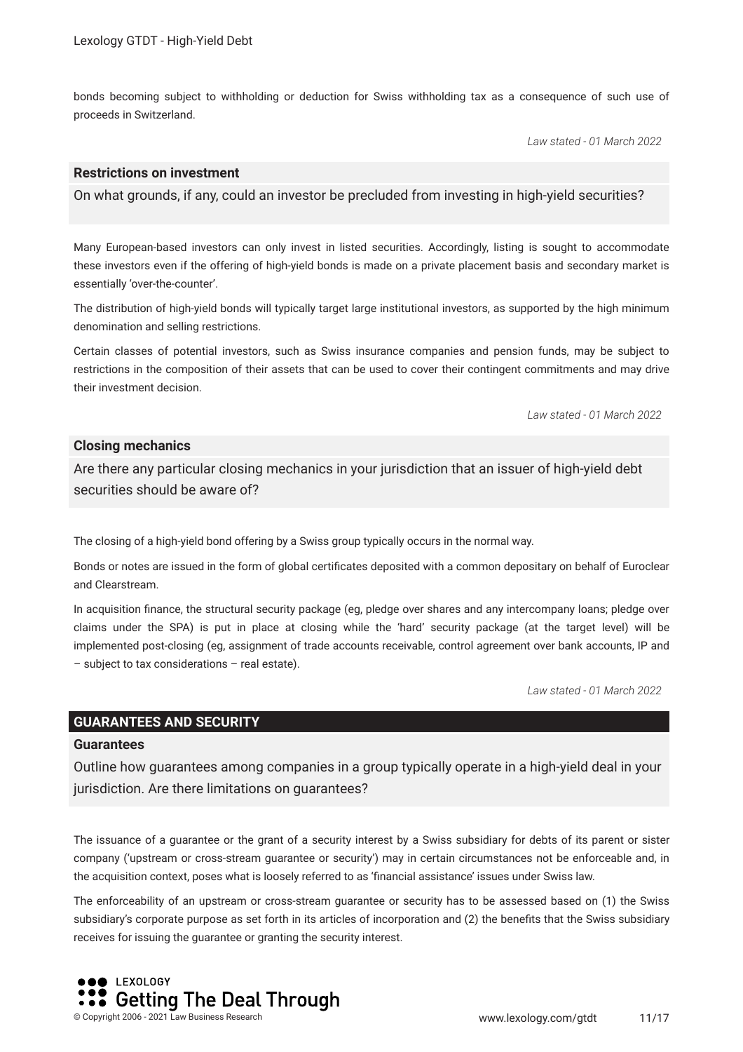bonds becoming subject to withholding or deduction for Swiss withholding tax as a consequence of such use of proceeds in Switzerland.

*Law stated - 01 March 2022*

### Restrictions on investment

On what grounds, if any, could an investor be precluded from investing in high-yield securities?

Many European-based investors can only invest in listed securities. Accordingly, listing is sought to accommodate these investors even if the offering of high-yield bonds is made on a private placement basis and secondary market is essentially 'over-the-counter'.

The distribution of high-yield bonds will typically target large institutional investors, as supported by the high minimum denomination and selling restrictions.

Certain classes of potential investors, such as Swiss insurance companies and pension funds, may be subject to restrictions in the composition of their assets that can be used to cover their contingent commitments and may drive their investment decision.

*Law stated - 01 March 2022*

### Closing mechanics

Are there any particular closing mechanics in your jurisdiction that an issuer of high-yield debt securities should be aware of?

The closing of a high-yield bond offering by a Swiss group typically occurs in the normal way.

Bonds or notes are issued in the form of global certificates deposited with a common depositary on behalf of Euroclear and Clearstream.

In acquisition finance, the structural security package (eg, pledge over shares and any intercompany loans; pledge over claims under the SPA) is put in place at closing while the 'hard' security package (at the target level) will be implemented post-closing (eg, assignment of trade accounts receivable, control agreement over bank accounts, IP and – subject to tax considerations – real estate).

*Law stated - 01 March 2022*

## GUARANTEES AND SECURITY

### Guarantees

Outline how guarantees among companies in a group typically operate in a high-yield deal in your jurisdiction. Are there limitations on guarantees?

The issuance of a guarantee or the grant of a security interest by a Swiss subsidiary for debts of its parent or sister company ('upstream or cross-stream guarantee or security') may in certain circumstances not be enforceable and, in the acquisition context, poses what is loosely referred to as 'financial assistance' issues under Swiss law.

The enforceability of an upstream or cross-stream guarantee or security has to be assessed based on (1) the Swiss subsidiary's corporate purpose as set forth in its articles of incorporation and (2) the benefits that the Swiss subsidiary receives for issuing the guarantee or granting the security interest.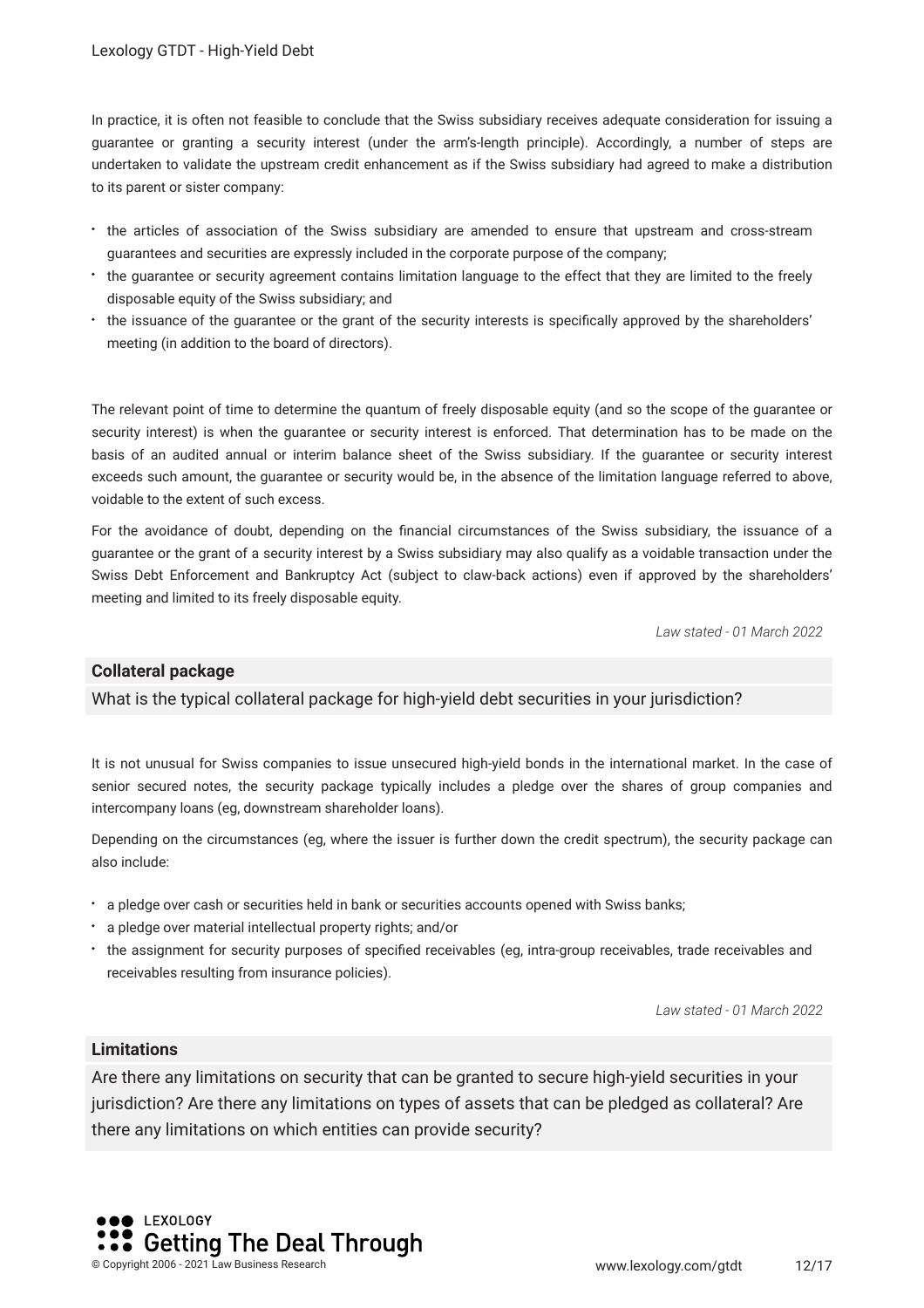In practice, it is often not feasible to conclude that the Swiss subsidiary receives adequate consideration for issuing a guarantee or granting a security interest (under the arm's-length principle). Accordingly, a number of steps are undertaken to validate the upstream credit enhancement as if the Swiss subsidiary had agreed to make a distribution to its parent or sister company:

- the articles of association of the Swiss subsidiary are amended to ensure that upstream and cross-stream guarantees and securities are expressly included in the corporate purpose of the company;
- the guarantee or security agreement contains limitation language to the effect that they are limited to the freely disposable equity of the Swiss subsidiary; and
- the issuance of the guarantee or the grant of the security interests is specifically approved by the shareholders' meeting (in addition to the board of directors).

The relevant point of time to determine the quantum of freely disposable equity (and so the scope of the guarantee or security interest) is when the guarantee or security interest is enforced. That determination has to be made on the basis of an audited annual or interim balance sheet of the Swiss subsidiary. If the guarantee or security interest exceeds such amount, the guarantee or security would be, in the absence of the limitation language referred to above, voidable to the extent of such excess.

For the avoidance of doubt, depending on the financial circumstances of the Swiss subsidiary, the issuance of a guarantee or the grant of a security interest by a Swiss subsidiary may also qualify as a voidable transaction under the Swiss Debt Enforcement and Bankruptcy Act (subject to claw-back actions) even if approved by the shareholders' meeting and limited to its freely disposable equity.

*Law stated - 01 March 2022*

### Collateral package

What is the typical collateral package for high-yield debt securities in your jurisdiction?

It is not unusual for Swiss companies to issue unsecured high-yield bonds in the international market. In the case of senior secured notes, the security package typically includes a pledge over the shares of group companies and intercompany loans (eg, downstream shareholder loans).

Depending on the circumstances (eg, where the issuer is further down the credit spectrum), the security package can also include:

- a pledge over cash or securities held in bank or securities accounts opened with Swiss banks;
- a pledge over material intellectual property rights; and/or
- the assignment for security purposes of specified receivables (eg, intra-group receivables, trade receivables and receivables resulting from insurance policies).

*Law stated - 01 March 2022*

### Limitations

Are there any limitations on security that can be granted to secure high-yield securities in your jurisdiction? Are there any limitations on types of assets that can be pledged as collateral? Are there any limitations on which entities can provide security?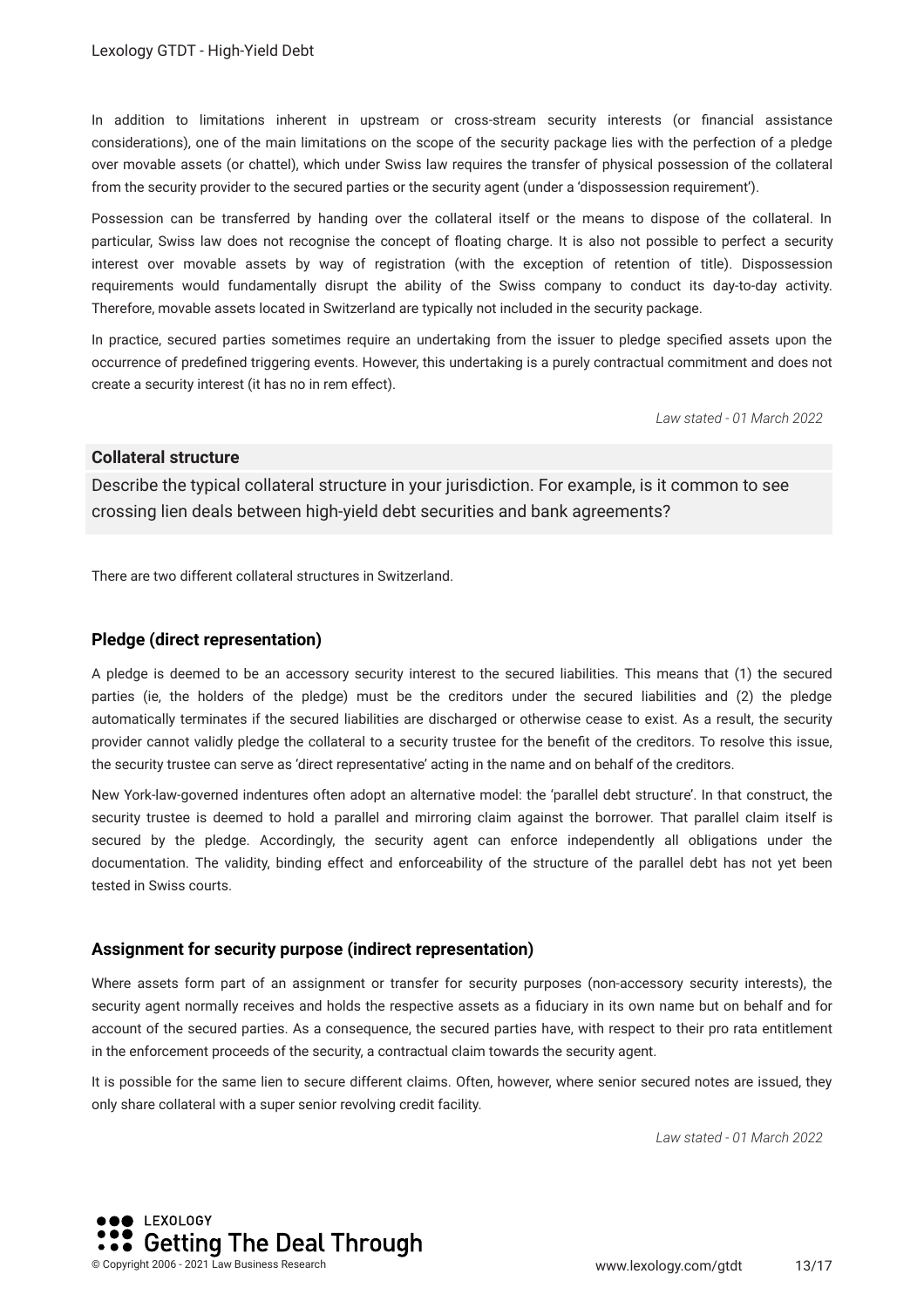In addition to limitations inherent in upstream or cross-stream security interests (or financial assistance considerations), one of the main limitations on the scope of the security package lies with the perfection of a pledge over movable assets (or chattel), which under Swiss law requires the transfer of physical possession of the collateral from the security provider to the secured parties or the security agent (under a 'dispossession requirement').

Possession can be transferred by handing over the collateral itself or the means to dispose of the collateral. In particular, Swiss law does not recognise the concept of floating charge. It is also not possible to perfect a security interest over movable assets by way of registration (with the exception of retention of title). Dispossession requirements would fundamentally disrupt the ability of the Swiss company to conduct its day-to-day activity. Therefore, movable assets located in Switzerland are typically not included in the security package.

In practice, secured parties sometimes require an undertaking from the issuer to pledge specified assets upon the occurrence of predefined triggering events. However, this undertaking is a purely contractual commitment and does not create a security interest (it has no in rem effect).

*Law stated - 01 March 2022*

## Collateral structure

Describe the typical collateral structure in your jurisdiction. For example, is it common to see crossing lien deals between high-yield debt securities and bank agreements?

There are two different collateral structures in Switzerland.

### Pledge (direct representation)

A pledge is deemed to be an accessory security interest to the secured liabilities. This means that (1) the secured parties (ie, the holders of the pledge) must be the creditors under the secured liabilities and (2) the pledge automatically terminates if the secured liabilities are discharged or otherwise cease to exist. As a result, the security provider cannot validly pledge the collateral to a security trustee for the benefit of the creditors. To resolve this issue, the security trustee can serve as 'direct representative' acting in the name and on behalf of the creditors.

New York-law-governed indentures often adopt an alternative model: the 'parallel debt structure'. In that construct, the security trustee is deemed to hold a parallel and mirroring claim against the borrower. That parallel claim itself is secured by the pledge. Accordingly, the security agent can enforce independently all obligations under the documentation. The validity, binding effect and enforceability of the structure of the parallel debt has not yet been tested in Swiss courts.

### Assignment for security purpose (indirect representation)

Where assets form part of an assignment or transfer for security purposes (non-accessory security interests), the security agent normally receives and holds the respective assets as a fiduciary in its own name but on behalf and for account of the secured parties. As a consequence, the secured parties have, with respect to their pro rata entitlement in the enforcement proceeds of the security, a contractual claim towards the security agent.

It is possible for the same lien to secure different claims. Often, however, where senior secured notes are issued, they only share collateral with a super senior revolving credit facility.

*Law stated - 01 March 2022*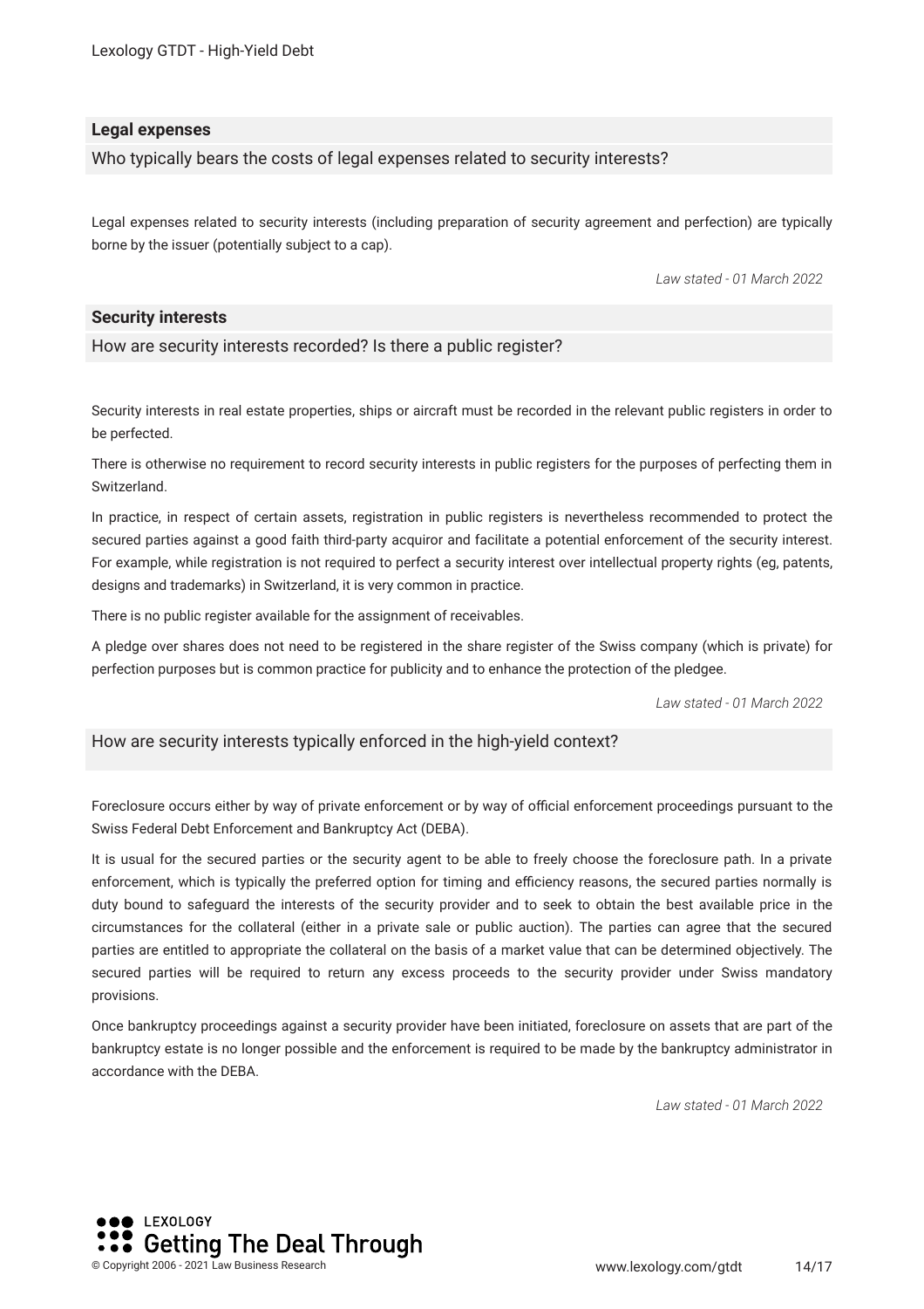### Legal expenses

Who typically bears the costs of legal expenses related to security interests?

Legal expenses related to security interests (including preparation of security agreement and perfection) are typically borne by the issuer (potentially subject to a cap).

*Law stated - 01 March 2022*

### Security interests

How are security interests recorded? Is there a public register?

Security interests in real estate properties, ships or aircraft must be recorded in the relevant public registers in order to be perfected.

There is otherwise no requirement to record security interests in public registers for the purposes of perfecting them in Switzerland.

In practice, in respect of certain assets, registration in public registers is nevertheless recommended to protect the secured parties against a good faith third-party acquiror and facilitate a potential enforcement of the security interest. For example, while registration is not required to perfect a security interest over intellectual property rights (eg, patents, designs and trademarks) in Switzerland, it is very common in practice.

There is no public register available for the assignment of receivables.

A pledge over shares does not need to be registered in the share register of the Swiss company (which is private) for perfection purposes but is common practice for publicity and to enhance the protection of the pledgee.

*Law stated - 01 March 2022*

How are security interests typically enforced in the high-yield context?

Foreclosure occurs either by way of private enforcement or by way of official enforcement proceedings pursuant to the Swiss Federal Debt Enforcement and Bankruptcy Act (DEBA).

It is usual for the secured parties or the security agent to be able to freely choose the foreclosure path. In a private enforcement, which is typically the preferred option for timing and efficiency reasons, the secured parties normally is duty bound to safeguard the interests of the security provider and to seek to obtain the best available price in the circumstances for the collateral (either in a private sale or public auction). The parties can agree that the secured parties are entitled to appropriate the collateral on the basis of a market value that can be determined objectively. The secured parties will be required to return any excess proceeds to the security provider under Swiss mandatory provisions.

Once bankruptcy proceedings against a security provider have been initiated, foreclosure on assets that are part of the bankruptcy estate is no longer possible and the enforcement is required to be made by the bankruptcy administrator in accordance with the DEBA.

*Law stated - 01 March 2022*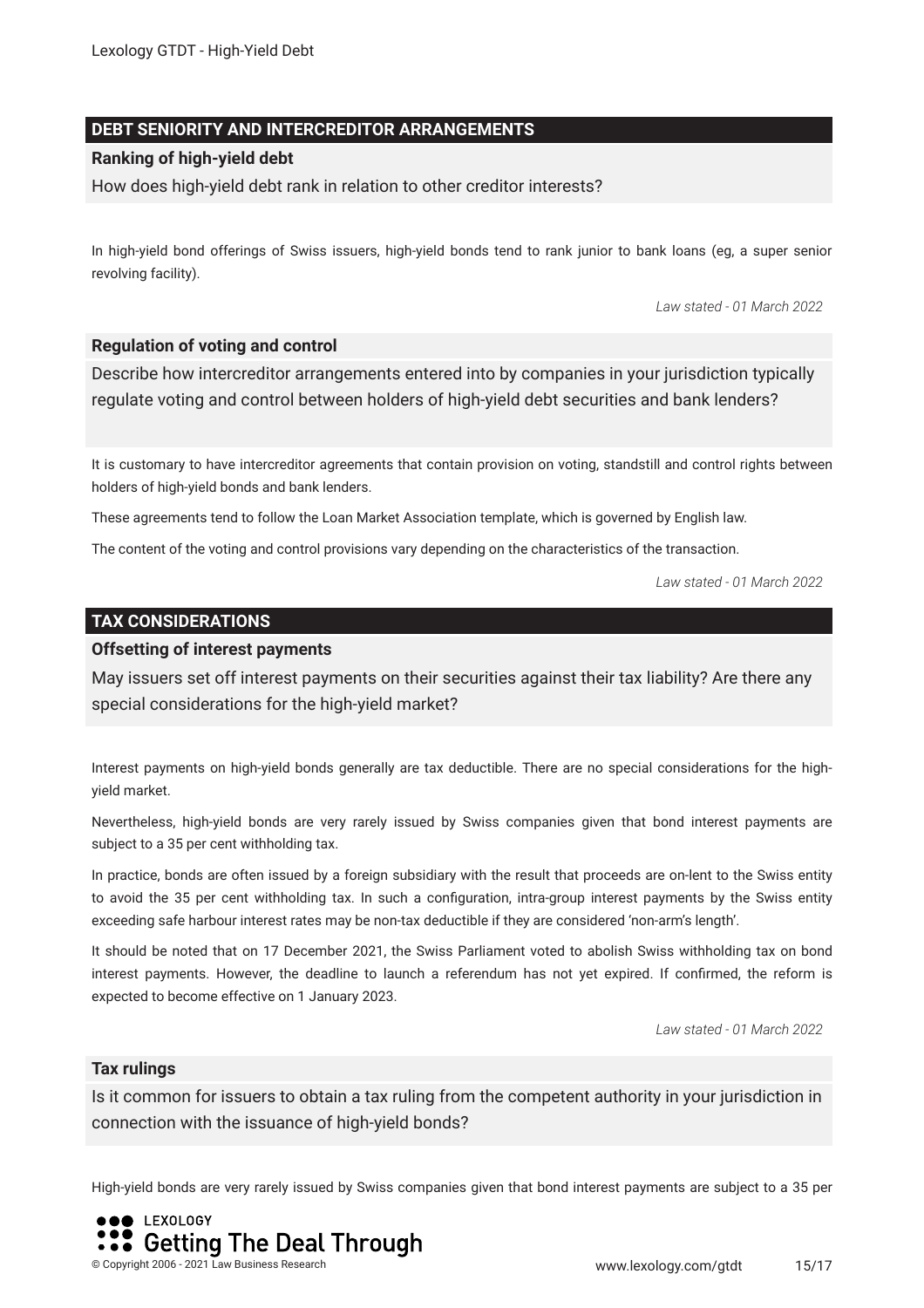## DEBT SENIORITY AND INTERCREDITOR ARRANGEMENTS

### Ranking of high-yield debt

How does high-yield debt rank in relation to other creditor interests?

In high-yield bond offerings of Swiss issuers, high-yield bonds tend to rank junior to bank loans (eg, a super senior revolving facility).

*Law stated - 01 March 2022*

### Regulation of voting and control

Describe how intercreditor arrangements entered into by companies in your jurisdiction typically regulate voting and control between holders of high-yield debt securities and bank lenders?

It is customary to have intercreditor agreements that contain provision on voting, standstill and control rights between holders of high-yield bonds and bank lenders.

These agreements tend to follow the Loan Market Association template, which is governed by English law.

The content of the voting and control provisions vary depending on the characteristics of the transaction.

*Law stated - 01 March 2022*

## TAX CONSIDERATIONS

### Offsetting of interest payments

May issuers set off interest payments on their securities against their tax liability? Are there any special considerations for the high-yield market?

Interest payments on high-yield bonds generally are tax deductible. There are no special considerations for the high-yield market.

Nevertheless, high-yield bonds are very rarely issued by Swiss companies given that bond interest payments are subject to a 35 per cent withholding tax.

In practice, bonds are often issued by a foreign subsidiary with the result that proceeds are on-lent to the Swiss entity to avoid the 35 per cent withholding tax. In such a configuration, intra-group interest payments by the Swiss entity exceeding safe harbour interest rates may be non-tax deductible if they are considered 'non-arm's length'.

It should be noted that on 17 December 2021, the Swiss Parliament voted to abolish Swiss withholding tax on bond interest payments. However, the deadline to launch a referendum has not yet expired. If confirmed, the reform is expected to become effective on 1 January 2023.

*Law stated - 01 March 2022*

### Tax rulings

Is it common for issuers to obtain a tax ruling from the competent authority in your jurisdiction in connection with the issuance of high-yield bonds?

High-yield bonds are very rarely issued by Swiss companies given that bond interest payments are subject to a 35 per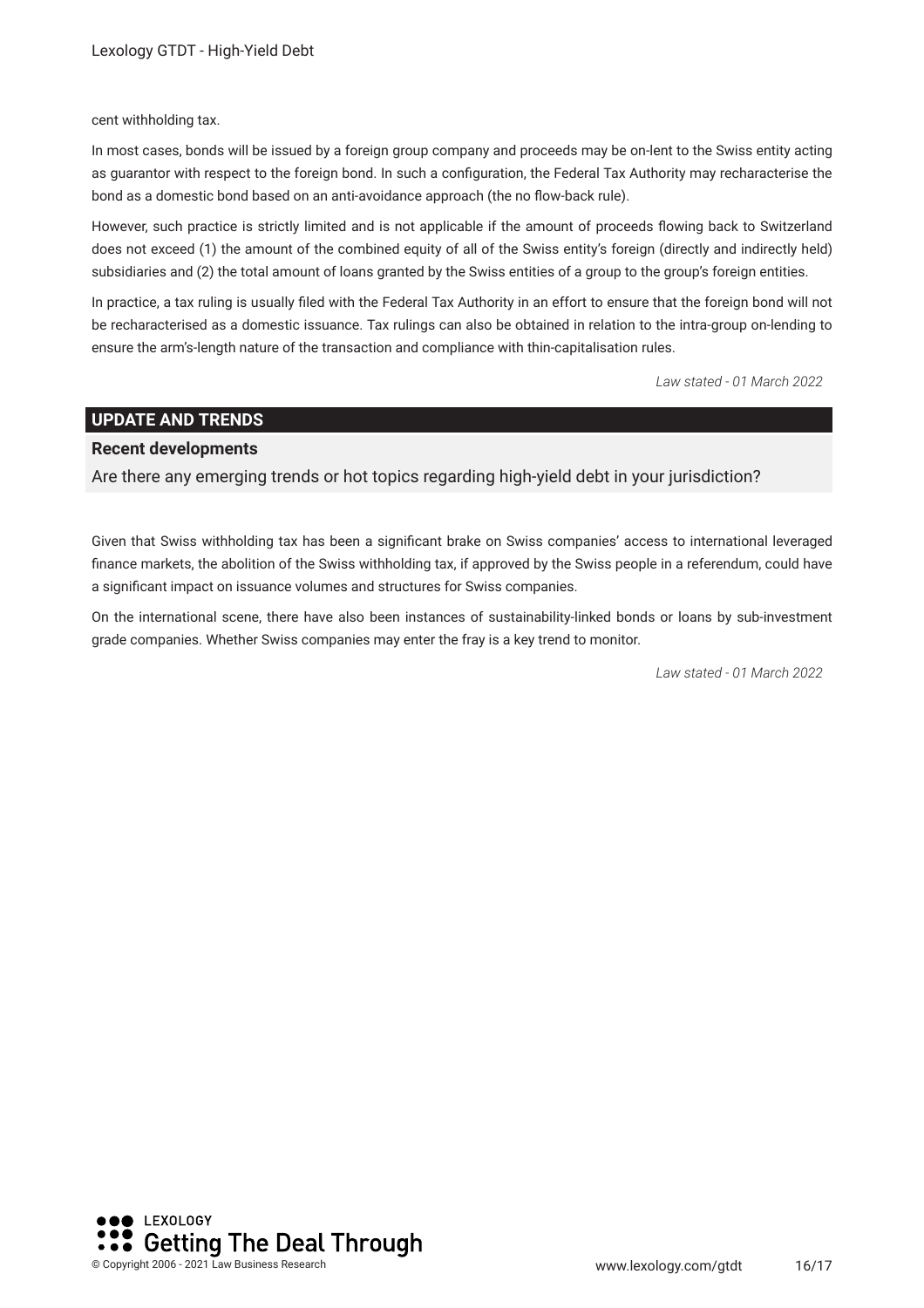cent withholding tax.

In most cases, bonds will be issued by a foreign group company and proceeds may be on-lent to the Swiss entity acting as guarantor with respect to the foreign bond. In such a configuration, the Federal Tax Authority may recharacterise the bond as a domestic bond based on an anti-avoidance approach (the no flow-back rule).

However, such practice is strictly limited and is not applicable if the amount of proceeds flowing back to Switzerland does not exceed (1) the amount of the combined equity of all of the Swiss entity's foreign (directly and indirectly held) subsidiaries and (2) the total amount of loans granted by the Swiss entities of a group to the group's foreign entities.

In practice, a tax ruling is usually filed with the Federal Tax Authority in an effort to ensure that the foreign bond will not be recharacterised as a domestic issuance. Tax rulings can also be obtained in relation to the intra-group on-lending to ensure the arm's-length nature of the transaction and compliance with thin-capitalisation rules.

*Law stated - 01 March 2022*

## UPDATE AND TRENDS

### Recent developments

Are there any emerging trends or hot topics regarding high-yield debt in your jurisdiction?

Given that Swiss withholding tax has been a significant brake on Swiss companies' access to international leveraged finance markets, the abolition of the Swiss withholding tax, if approved by the Swiss people in a referendum, could have a significant impact on issuance volumes and structures for Swiss companies.

On the international scene, there have also been instances of sustainability-linked bonds or loans by sub-investment grade companies. Whether Swiss companies may enter the fray is a key trend to monitor.

*Law stated - 01 March 2022*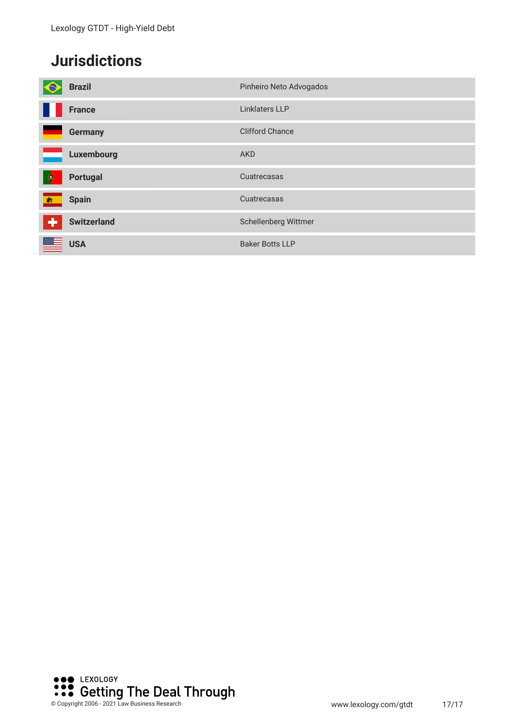# Jurisdictions

| | |
|---|---|
| **Brazil** | Pinheiro Neto Advogados |
| **France** | Linklaters LLP |
| **Germany** | Clifford Chance |
| **Luxembourg** | AKD |
| **Portugal** | Cuatrecasas |
| **Spain** | Cuatrecasas |
| **Switzerland** | Schellenberg Wittmer |
| **USA** | Baker Botts LLP |